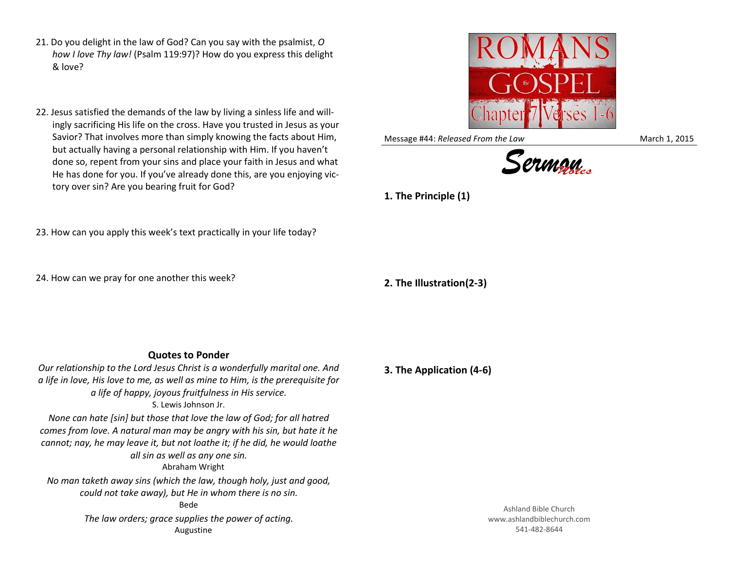21. Do you delight in the law of God? Can you say with the psalmist, *O how I love Thy law!* (Psalm 119:97)? How do you express this delight & love?

22. Jesus satisfied the demands of the law by living a sinless life and willingly sacrificing His life on the cross. Have you trusted in Jesus as your Savior? That involves more than simply knowing the facts about Him, but actually having a personal relationship with Him. If you haven't done so, repent from your sins and place your faith in Jesus and what He has done for you. If you've already done this, are you enjoying victory over sin? Are you bearing fruit for God?

23. How can you apply this week's text practically in your life today?

24. How can we pray for one another this week?

### Quotes to Ponder

*Our relationship to the Lord Jesus Christ is a wonderfully marital one. And a life in love, His love to me, as well as mine to Him, is the prerequisite for a life of happy, joyous fruitfulness in His service.*
S. Lewis Johnson Jr.

*None can hate [sin] but those that love the law of God; for all hatred comes from love. A natural man may be angry with his sin, but hate it he cannot; nay, he may leave it, but not loathe it; if he did, he would loathe all sin as well as any one sin.*
Abraham Wright

*No man taketh away sins (which the law, though holy, just and good, could not take away), but He in whom there is no sin.*
Bede

*The law orders; grace supplies the power of acting.*
Augustine

ROMANS the GOSPEL Chapter 7 Verses 1-6

Message #44: *Released From the Law* March 1, 2015

## Sermon Notes

**1. The Principle (1)**

**2. The Illustration(2-3)**

**3. The Application (4-6)**

Ashland Bible Church
www.ashlandbiblechurch.com
541-482-8644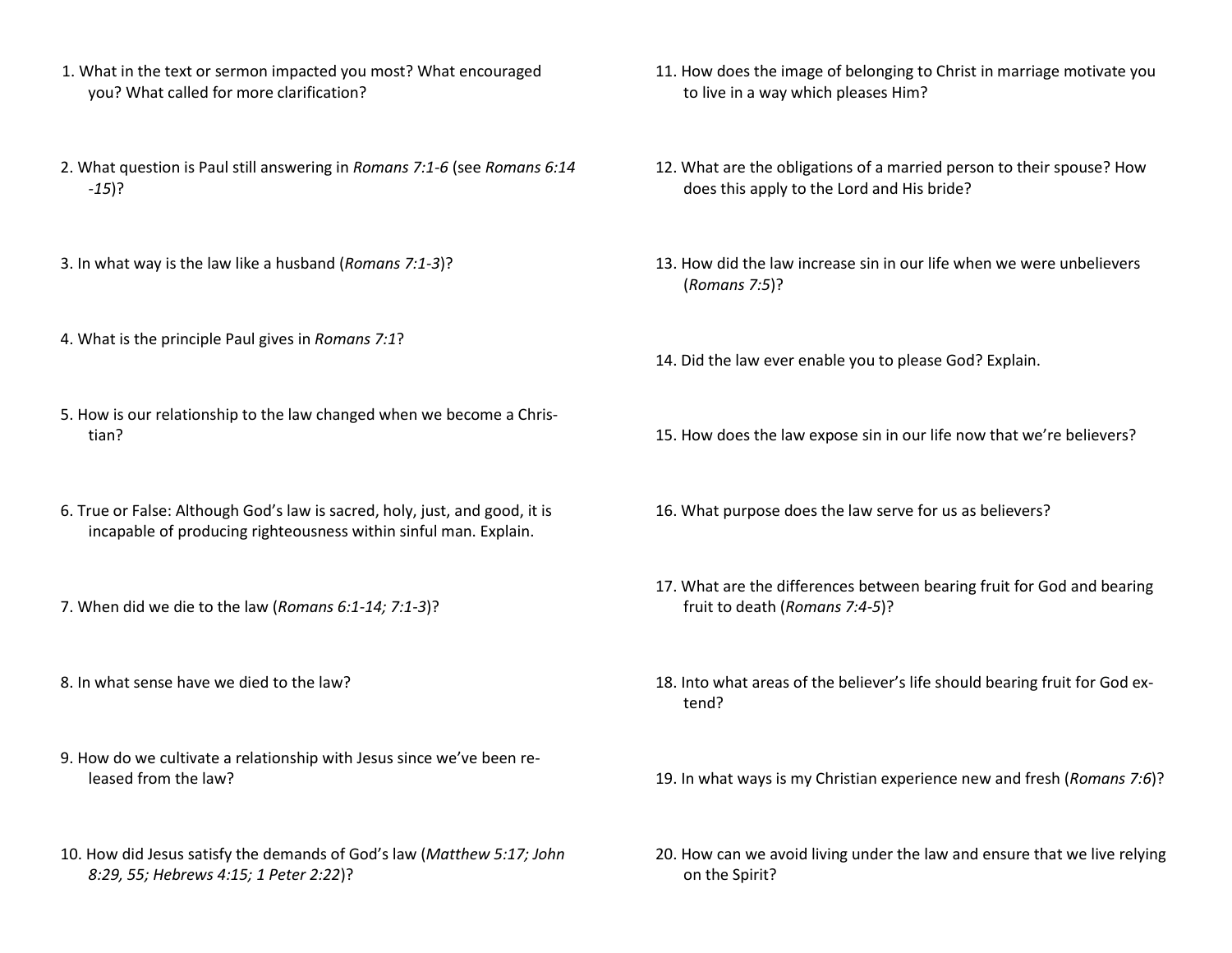1. What in the text or sermon impacted you most? What encouraged you? What called for more clarification?

2. What question is Paul still answering in *Romans 7:1-6* (see *Romans 6:14-15*)?

3. In what way is the law like a husband (*Romans 7:1-3*)?

4. What is the principle Paul gives in *Romans 7:1*?

5. How is our relationship to the law changed when we become a Christian?

6. True or False: Although God's law is sacred, holy, just, and good, it is incapable of producing righteousness within sinful man. Explain.

7. When did we die to the law (*Romans 6:1-14; 7:1-3*)?

8. In what sense have we died to the law?

9. How do we cultivate a relationship with Jesus since we've been released from the law?

10. How did Jesus satisfy the demands of God's law (*Matthew 5:17; John 8:29, 55; Hebrews 4:15; 1 Peter 2:22*)?

11. How does the image of belonging to Christ in marriage motivate you to live in a way which pleases Him?

12. What are the obligations of a married person to their spouse? How does this apply to the Lord and His bride?

13. How did the law increase sin in our life when we were unbelievers (*Romans 7:5*)?

14. Did the law ever enable you to please God? Explain.

15. How does the law expose sin in our life now that we're believers?

16. What purpose does the law serve for us as believers?

17. What are the differences between bearing fruit for God and bearing fruit to death (*Romans 7:4-5*)?

18. Into what areas of the believer's life should bearing fruit for God extend?

19. In what ways is my Christian experience new and fresh (*Romans 7:6*)?

20. How can we avoid living under the law and ensure that we live relying on the Spirit?